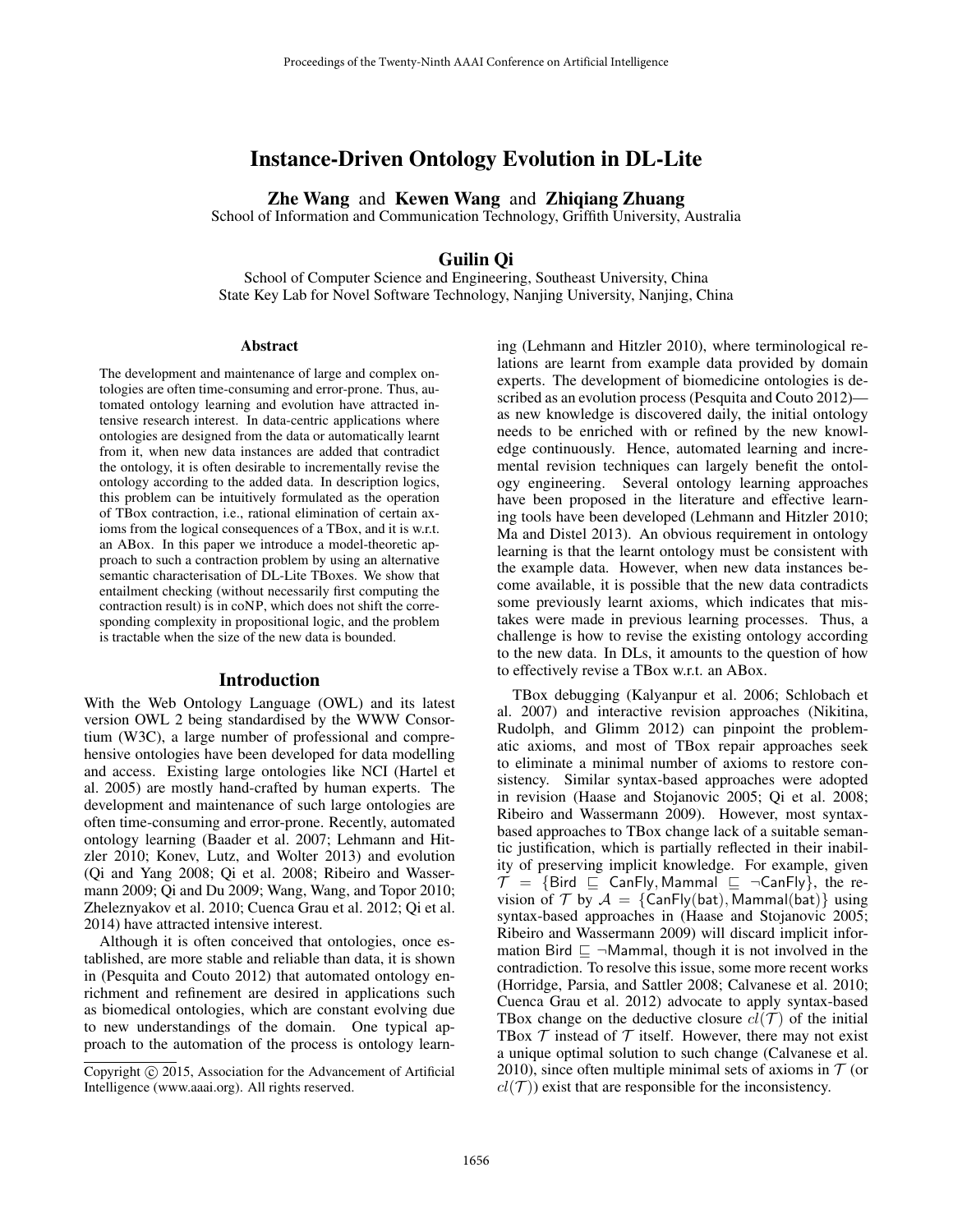# Instance-Driven Ontology Evolution in DL-Lite

**Zhe Wang** and **Kewen Wang** and **Zhiqiang Zhuang**
School of Information and Communication Technology, Griffith University, Australia

**Guilin Qi**
School of Computer Science and Engineering, Southeast University, China
State Key Lab for Novel Software Technology, Nanjing University, Nanjing, China

### Abstract

The development and maintenance of large and complex ontologies are often time-consuming and error-prone. Thus, automated ontology learning and evolution have attracted intensive research interest. In data-centric applications where ontologies are designed from the data or automatically learnt from it, when new data instances are added that contradict the ontology, it is often desirable to incrementally revise the ontology according to the added data. In description logics, this problem can be intuitively formulated as the operation of TBox contraction, i.e., rational elimination of certain axioms from the logical consequences of a TBox, and it is w.r.t. an ABox. In this paper we introduce a model-theoretic approach to such a contraction problem by using an alternative semantic characterisation of DL-Lite TBoxes. We show that entailment checking (without necessarily first computing the contraction result) is in coNP, which does not shift the corresponding complexity in propositional logic, and the problem is tractable when the size of the new data is bounded.

## Introduction

With the Web Ontology Language (OWL) and its latest version OWL 2 being standardised by the WWW Consortium (W3C), a large number of professional and comprehensive ontologies have been developed for data modelling and access. Existing large ontologies like NCI (Hartel et al. 2005) are mostly hand-crafted by human experts. The development and maintenance of such large ontologies are often time-consuming and error-prone. Recently, automated ontology learning (Baader et al. 2007; Lehmann and Hitzler 2010; Konev, Lutz, and Wolter 2013) and evolution (Qi and Yang 2008; Qi et al. 2008; Ribeiro and Wassermann 2009; Qi and Du 2009; Wang, Wang, and Topor 2010; Zheleznyakov et al. 2010; Cuenca Grau et al. 2012; Qi et al. 2014) have attracted intensive interest.

Although it is often conceived that ontologies, once established, are more stable and reliable than data, it is shown in (Pesquita and Couto 2012) that automated ontology enrichment and refinement are desired in applications such as biomedical ontologies, which are constant evolving due to new understandings of the domain. One typical approach to the automation of the process is ontology learning (Lehmann and Hitzler 2010), where terminological relations are learnt from example data provided by domain experts. The development of biomedicine ontologies is described as an evolution process (Pesquita and Couto 2012)—as new knowledge is discovered daily, the initial ontology needs to be enriched with or refined by the new knowledge continuously. Hence, automated learning and incremental revision techniques can largely benefit the ontology engineering. Several ontology learning approaches have been proposed in the literature and effective learning tools have been developed (Lehmann and Hitzler 2010; Ma and Distel 2013). An obvious requirement in ontology learning is that the learnt ontology must be consistent with the example data. However, when new data instances become available, it is possible that the new data contradicts some previously learnt axioms, which indicates that mistakes were made in previous learning processes. Thus, a challenge is how to revise the existing ontology according to the new data. In DLs, it amounts to the question of how to effectively revise a TBox w.r.t. an ABox.

TBox debugging (Kalyanpur et al. 2006; Schlobach et al. 2007) and interactive revision approaches (Nikitina, Rudolph, and Glimm 2012) can pinpoint the problematic axioms, and most of TBox repair approaches seek to eliminate a minimal number of axioms to restore consistency. Similar syntax-based approaches were adopted in revision (Haase and Stojanovic 2005; Qi et al. 2008; Ribeiro and Wassermann 2009). However, most syntax-based approaches to TBox change lack of a suitable semantic justification, which is partially reflected in their inability of preserving implicit knowledge. For example, given $\mathcal{T} = \{\mathsf{Bird} \sqsubseteq \mathsf{CanFly}, \mathsf{Mammal} \sqsubseteq \neg\mathsf{CanFly}\}$, the revision of $\mathcal{T}$ by $\mathcal{A} = \{\mathsf{CanFly(bat)}, \mathsf{Mammal(bat)}\}$ using syntax-based approaches in (Haase and Stojanovic 2005; Ribeiro and Wassermann 2009) will discard implicit information $\mathsf{Bird} \sqsubseteq \neg\mathsf{Mammal}$, though it is not involved in the contradiction. To resolve this issue, some more recent works (Horridge, Parsia, and Sattler 2008; Calvanese et al. 2010; Cuenca Grau et al. 2012) advocate to apply syntax-based TBox change on the deductive closure $cl(\mathcal{T})$ of the initial TBox $\mathcal{T}$ instead of $\mathcal{T}$ itself. However, there may not exist a unique optimal solution to such change (Calvanese et al. 2010), since often multiple minimal sets of axioms in $\mathcal{T}$ (or $cl(\mathcal{T})$) exist that are responsible for the inconsistency.

Copyright © 2015, Association for the Advancement of Artificial Intelligence (www.aaai.org). All rights reserved.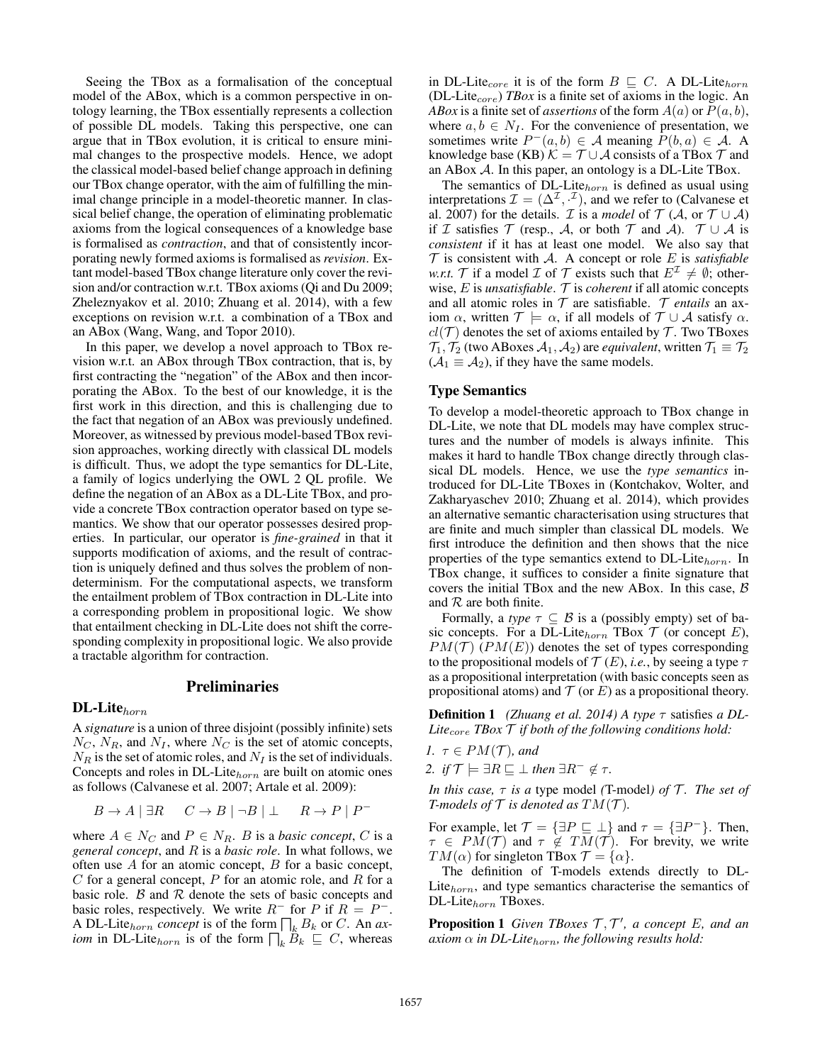Seeing the TBox as a formalisation of the conceptual model of the ABox, which is a common perspective in ontology learning, the TBox essentially represents a collection of possible DL models. Taking this perspective, one can argue that in TBox evolution, it is critical to ensure minimal changes to the prospective models. Hence, we adopt the classical model-based belief change approach in defining our TBox change operator, with the aim of fulfilling the minimal change principle in a model-theoretic manner. In classical belief change, the operation of eliminating problematic axioms from the logical consequences of a knowledge base is formalised as *contraction*, and that of consistently incorporating newly formed axioms is formalised as *revision*. Extant model-based TBox change literature only cover the revision and/or contraction w.r.t. TBox axioms (Qi and Du 2009; Zheleznyakov et al. 2010; Zhuang et al. 2014), with a few exceptions on revision w.r.t. a combination of a TBox and an ABox (Wang, Wang, and Topor 2010).

In this paper, we develop a novel approach to TBox revision w.r.t. an ABox through TBox contraction, that is, by first contracting the "negation" of the ABox and then incorporating the ABox. To the best of our knowledge, it is the first work in this direction, and this is challenging due to the fact that negation of an ABox was previously undefined. Moreover, as witnessed by previous model-based TBox revision approaches, working directly with classical DL models is difficult. Thus, we adopt the type semantics for DL-Lite, a family of logics underlying the OWL 2 QL profile. We define the negation of an ABox as a DL-Lite TBox, and provide a concrete TBox contraction operator based on type semantics. We show that our operator possesses desired properties. In particular, our operator is *fine-grained* in that it supports modification of axioms, and the result of contraction is uniquely defined and thus solves the problem of nondeterminism. For the computational aspects, we transform the entailment problem of TBox contraction in DL-Lite into a corresponding problem in propositional logic. We show that entailment checking in DL-Lite does not shift the corresponding complexity in propositional logic. We also provide a tractable algorithm for contraction.

# Preliminaries

## DL-Lite$_{horn}$

A *signature* is a union of three disjoint (possibly infinite) sets $N_C$, $N_R$, and $N_I$, where $N_C$ is the set of atomic concepts, $N_R$ is the set of atomic roles, and $N_I$ is the set of individuals. Concepts and roles in DL-Lite$_{horn}$ are built on atomic ones as follows (Calvanese et al. 2007; Artale et al. 2009):

$$B \to A \mid \exists R \qquad C \to B \mid \neg B \mid \bot \qquad R \to P \mid P^-$$

where $A \in N_C$ and $P \in N_R$. $B$ is a *basic concept*, $C$ is a *general concept*, and $R$ is a *basic role*. In what follows, we often use $A$ for an atomic concept, $B$ for a basic concept, $C$ for a general concept, $P$ for an atomic role, and $R$ for a basic role. $\mathcal{B}$ and $\mathcal{R}$ denote the sets of basic concepts and basic roles, respectively. We write $R^-$ for $P$ if $R = P^-$. A DL-Lite$_{horn}$ *concept* is of the form $\sqcap_k B_k$ or $C$. An *axiom* in DL-Lite$_{horn}$ is of the form $\sqcap_k B_k \sqsubseteq C$, whereas in DL-Lite$_{core}$ it is of the form $B \sqsubseteq C$. A DL-Lite$_{horn}$ (DL-Lite$_{core}$) *TBox* is a finite set of axioms in the logic. An *ABox* is a finite set of *assertions* of the form $A(a)$ or $P(a, b)$, where $a, b \in N_I$. For the convenience of presentation, we sometimes write $P^-(a, b) \in \mathcal{A}$ meaning $P(b, a) \in \mathcal{A}$. A knowledge base (KB) $\mathcal{K} = \mathcal{T} \cup \mathcal{A}$ consists of a TBox $\mathcal{T}$ and an ABox $\mathcal{A}$. In this paper, an ontology is a DL-Lite TBox.

The semantics of DL-Lite$_{horn}$ is defined as usual using interpretations $\mathcal{I} = (\Delta^{\mathcal{I}}, \cdot^{\mathcal{I}})$, and we refer to (Calvanese et al. 2007) for the details. $\mathcal{I}$ is a *model* of $\mathcal{T}$ ($\mathcal{A}$, or $\mathcal{T} \cup \mathcal{A}$) if $\mathcal{I}$ satisfies $\mathcal{T}$ (resp., $\mathcal{A}$, or both $\mathcal{T}$ and $\mathcal{A}$). $\mathcal{T} \cup \mathcal{A}$ is *consistent* if it has at least one model. We also say that $\mathcal{T}$ is consistent with $\mathcal{A}$. A concept or role $E$ is *satisfiable w.r.t.* $\mathcal{T}$ if a model $\mathcal{I}$ of $\mathcal{T}$ exists such that $E^{\mathcal{I}} \neq \emptyset$; otherwise, $E$ is *unsatisfiable*. $\mathcal{T}$ is *coherent* if all atomic concepts and all atomic roles in $\mathcal{T}$ are satisfiable. $\mathcal{T}$ *entails* an axiom $\alpha$, written $\mathcal{T} \models \alpha$, if all models of $\mathcal{T} \cup \mathcal{A}$ satisfy $\alpha$. $cl(\mathcal{T})$ denotes the set of axioms entailed by $\mathcal{T}$. Two TBoxes $\mathcal{T}_1, \mathcal{T}_2$ (two ABoxes $\mathcal{A}_1, \mathcal{A}_2$) are *equivalent*, written $\mathcal{T}_1 \equiv \mathcal{T}_2$ ($\mathcal{A}_1 \equiv \mathcal{A}_2$), if they have the same models.

## Type Semantics

To develop a model-theoretic approach to TBox change in DL-Lite, we note that DL models may have complex structures and the number of models is always infinite. This makes it hard to handle TBox change directly through classical DL models. Hence, we use the *type semantics* introduced for DL-Lite TBoxes in (Kontchakov, Wolter, and Zakharyaschev 2010; Zhuang et al. 2014), which provides an alternative semantic characterisation using structures that are finite and much simpler than classical DL models. We first introduce the definition and then shows that the nice properties of the type semantics extend to DL-Lite$_{horn}$. In TBox change, it suffices to consider a finite signature that covers the initial TBox and the new ABox. In this case, $\mathcal{B}$ and $\mathcal{R}$ are both finite.

Formally, a *type* $\tau \subseteq \mathcal{B}$ is a (possibly empty) set of basic concepts. For a DL-Lite$_{horn}$ TBox $\mathcal{T}$ (or concept $E$), $PM(\mathcal{T})$ ($PM(E)$) denotes the set of types corresponding to the propositional models of $\mathcal{T}$ ($E$), *i.e.*, by seeing a type $\tau$ as a propositional interpretation (with basic concepts seen as propositional atoms) and $\mathcal{T}$ (or $E$) as a propositional theory.

**Definition 1** *(Zhuang et al. 2014) A type $\tau$ satisfies a DL-Lite$_{core}$ TBox $\mathcal{T}$ if both of the following conditions hold:*

1. *$\tau \in PM(\mathcal{T})$, and*
2. *if $\mathcal{T} \models \exists R \sqsubseteq \bot$ then $\exists R^- \notin \tau$.*

*In this case, $\tau$ is a* type model *(*T-model*) of $\mathcal{T}$. The set of T-models of $\mathcal{T}$ is denoted as $TM(\mathcal{T})$.*

For example, let $\mathcal{T} = \{\exists P \sqsubseteq \bot\}$ and $\tau = \{\exists P^-\}$. Then, $\tau \in PM(\mathcal{T})$ and $\tau \notin TM(\mathcal{T})$. For brevity, we write $TM(\alpha)$ for singleton TBox $\mathcal{T} = \{\alpha\}$.

The definition of T-models extends directly to DL-Lite$_{horn}$, and type semantics characterise the semantics of DL-Lite$_{horn}$ TBoxes.

**Proposition 1** *Given TBoxes $\mathcal{T}, \mathcal{T}'$, a concept $E$, and an axiom $\alpha$ in DL-Lite$_{horn}$, the following results hold:*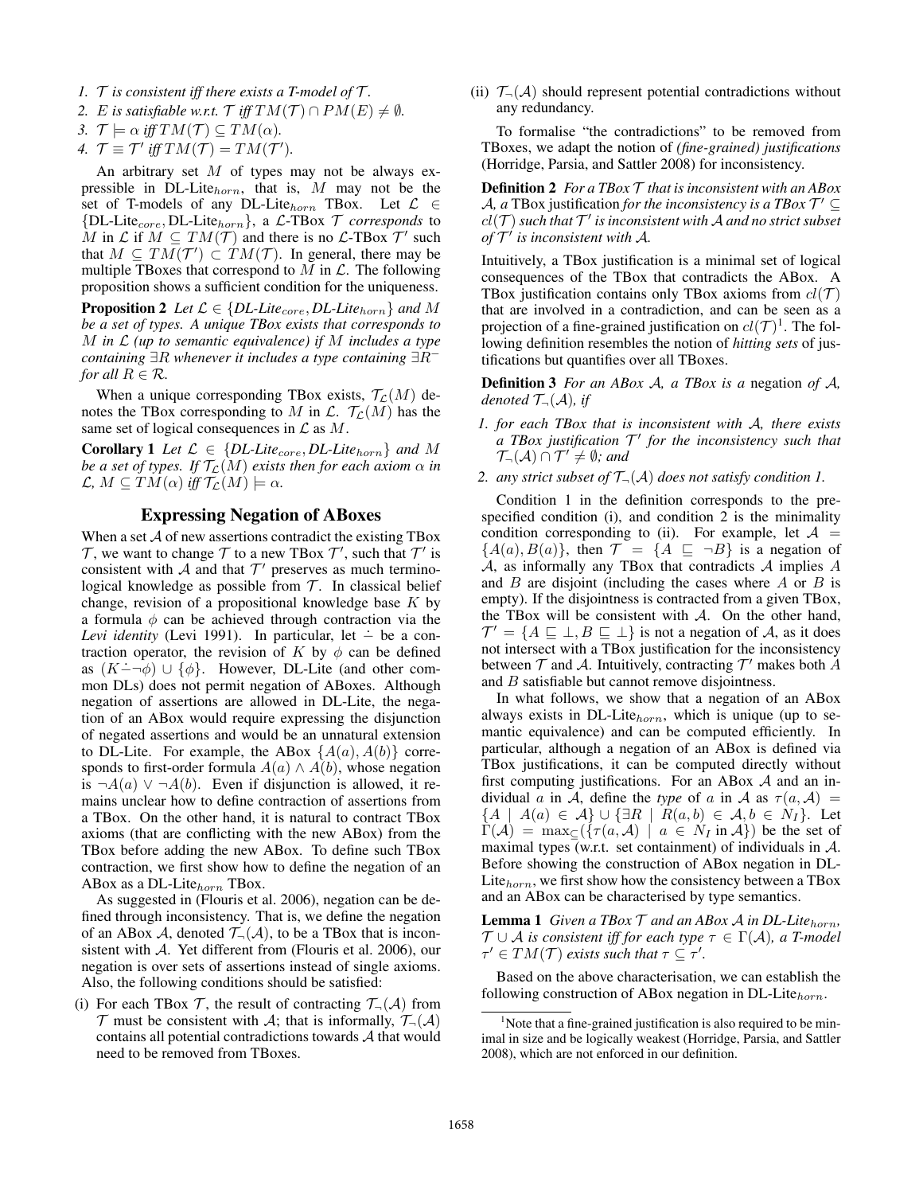1. *$\mathcal{T}$ is consistent iff there exists a T-model of $\mathcal{T}$.*
2. *$E$ is satisfiable w.r.t. $\mathcal{T}$ iff $TM(\mathcal{T}) \cap PM(E) \neq \emptyset$.*
3. *$\mathcal{T} \models \alpha$ iff $TM(\mathcal{T}) \subseteq TM(\alpha)$.*
4. *$\mathcal{T} \equiv \mathcal{T}'$ iff $TM(\mathcal{T}) = TM(\mathcal{T}')$.*

An arbitrary set $M$ of types may not be always expressible in DL-Lite$_{horn}$, that is, $M$ may not be the set of T-models of any DL-Lite$_{horn}$ TBox. Let $\mathcal{L} \in \{$DL-Lite$_{core}$, DL-Lite$_{horn}\}$, a $\mathcal{L}$-TBox $\mathcal{T}$ *corresponds* to $M$ in $\mathcal{L}$ if $M \subseteq TM(\mathcal{T})$ and there is no $\mathcal{L}$-TBox $\mathcal{T}'$ such that $M \subseteq TM(\mathcal{T}') \subset TM(\mathcal{T})$. In general, there may be multiple TBoxes that correspond to $M$ in $\mathcal{L}$. The following proposition shows a sufficient condition for the uniqueness.

**Proposition 2** *Let $\mathcal{L} \in \{$DL-Lite$_{core}$, DL-Lite$_{horn}\}$ and $M$ be a set of types. A unique TBox exists that corresponds to $M$ in $\mathcal{L}$ (up to semantic equivalence) if $M$ includes a type containing $\exists R$ whenever it includes a type containing $\exists R^-$ for all $R \in \mathcal{R}$.*

When a unique corresponding TBox exists, $\mathcal{T}_\mathcal{L}(M)$ denotes the TBox corresponding to $M$ in $\mathcal{L}$. $\mathcal{T}_\mathcal{L}(M)$ has the same set of logical consequences in $\mathcal{L}$ as $M$.

**Corollary 1** *Let $\mathcal{L} \in \{$DL-Lite$_{core}$, DL-Lite$_{horn}\}$ and $M$ be a set of types. If $\mathcal{T}_\mathcal{L}(M)$ exists then for each axiom $\alpha$ in $\mathcal{L}$, $M \subseteq TM(\alpha)$ iff $\mathcal{T}_\mathcal{L}(M) \models \alpha$.*

## Expressing Negation of ABoxes

When a set $\mathcal{A}$ of new assertions contradict the existing TBox $\mathcal{T}$, we want to change $\mathcal{T}$ to a new TBox $\mathcal{T}'$, such that $\mathcal{T}'$ is consistent with $\mathcal{A}$ and that $\mathcal{T}'$ preserves as much terminological knowledge as possible from $\mathcal{T}$. In classical belief change, revision of a propositional knowledge base $K$ by a formula $\phi$ can be achieved through contraction via the *Levi identity* (Levi 1991). In particular, let $\dot{-}$ be a contraction operator, the revision of $K$ by $\phi$ can be defined as $(K \dot{-} \neg\phi) \cup \{\phi\}$. However, DL-Lite (and other common DLs) does not permit negation of ABoxes. Although negation of assertions are allowed in DL-Lite, the negation of an ABox would require expressing the disjunction of negated assertions and would be an unnatural extension to DL-Lite. For example, the ABox $\{A(a), A(b)\}$ corresponds to first-order formula $A(a) \wedge A(b)$, whose negation is $\neg A(a) \vee \neg A(b)$. Even if disjunction is allowed, it remains unclear how to define contraction of assertions from a TBox. On the other hand, it is natural to contract TBox axioms (that are conflicting with the new ABox) from the TBox before adding the new ABox. To define such TBox contraction, we first show how to define the negation of an ABox as a DL-Lite$_{horn}$ TBox.

As suggested in (Flouris et al. 2006), negation can be defined through inconsistency. That is, we define the negation of an ABox $\mathcal{A}$, denoted $\mathcal{T}_\neg(\mathcal{A})$, to be a TBox that is inconsistent with $\mathcal{A}$. Yet different from (Flouris et al. 2006), our negation is over sets of assertions instead of single axioms. Also, the following conditions should be satisfied:

(i) For each TBox $\mathcal{T}$, the result of contracting $\mathcal{T}_\neg(\mathcal{A})$ from $\mathcal{T}$ must be consistent with $\mathcal{A}$; that is informally, $\mathcal{T}_\neg(\mathcal{A})$ contains all potential contradictions towards $\mathcal{A}$ that would need to be removed from TBoxes.

(ii) $\mathcal{T}_\neg(\mathcal{A})$ should represent potential contradictions without any redundancy.

To formalise "the contradictions" to be removed from TBoxes, we adapt the notion of *(fine-grained) justifications* (Horridge, Parsia, and Sattler 2008) for inconsistency.

**Definition 2** *For a TBox $\mathcal{T}$ that is inconsistent with an ABox $\mathcal{A}$, a* TBox justification *for the inconsistency is a TBox $\mathcal{T}' \subseteq cl(\mathcal{T})$ such that $\mathcal{T}'$ is inconsistent with $\mathcal{A}$ and no strict subset of $\mathcal{T}'$ is inconsistent with $\mathcal{A}$.*

Intuitively, a TBox justification is a minimal set of logical consequences of the TBox that contradicts the ABox. A TBox justification contains only TBox axioms from $cl(\mathcal{T})$ that are involved in a contradiction, and can be seen as a projection of a fine-grained justification on $cl(\mathcal{T})$[1]. The following definition resembles the notion of *hitting sets* of justifications but quantifies over all TBoxes.

**Definition 3** *For an ABox $\mathcal{A}$, a TBox is a* negation *of $\mathcal{A}$, denoted $\mathcal{T}_\neg(\mathcal{A})$, if*

1. *for each TBox that is inconsistent with $\mathcal{A}$, there exists a TBox justification $\mathcal{T}'$ for the inconsistency such that $\mathcal{T}_\neg(\mathcal{A}) \cap \mathcal{T}' \neq \emptyset$; and*
2. *any strict subset of $\mathcal{T}_\neg(\mathcal{A})$ does not satisfy condition 1.*

Condition 1 in the definition corresponds to the prespecified condition (i), and condition 2 is the minimality condition corresponding to (ii). For example, let $\mathcal{A} = \{A(a), B(a)\}$, then $\mathcal{T} = \{A \sqsubseteq \neg B\}$ is a negation of $\mathcal{A}$, as informally any TBox that contradicts $\mathcal{A}$ implies $A$ and $B$ are disjoint (including the cases where $A$ or $B$ is empty). If the disjointness is contracted from a given TBox, the TBox will be consistent with $\mathcal{A}$. On the other hand, $\mathcal{T}' = \{A \sqsubseteq \bot, B \sqsubseteq \bot\}$ is not a negation of $\mathcal{A}$, as it does not intersect with a TBox justification for the inconsistency between $\mathcal{T}$ and $\mathcal{A}$. Intuitively, contracting $\mathcal{T}'$ makes both $A$ and $B$ satisfiable but cannot remove disjointness.

In what follows, we show that a negation of an ABox always exists in DL-Lite$_{horn}$, which is unique (up to semantic equivalence) and can be computed efficiently. In particular, although a negation of an ABox is defined via TBox justifications, it can be computed directly without first computing justifications. For an ABox $\mathcal{A}$ and an individual $a$ in $\mathcal{A}$, define the *type* of $a$ in $\mathcal{A}$ as $\tau(a, \mathcal{A}) = \{A \mid A(a) \in \mathcal{A}\} \cup \{\exists R \mid R(a, b) \in \mathcal{A}, b \in N_I\}$. Let $\Gamma(\mathcal{A}) = \max_\subseteq(\{\tau(a, \mathcal{A}) \mid a \in N_I \text{ in } \mathcal{A}\})$ be the set of maximal types (w.r.t. set containment) of individuals in $\mathcal{A}$. Before showing the construction of ABox negation in DL-Lite$_{horn}$, we first show how the consistency between a TBox and an ABox can be characterised by type semantics.

**Lemma 1** *Given a TBox $\mathcal{T}$ and an ABox $\mathcal{A}$ in DL-Lite$_{horn}$, $\mathcal{T} \cup \mathcal{A}$ is consistent iff for each type $\tau \in \Gamma(\mathcal{A})$, a T-model $\tau' \in TM(\mathcal{T})$ exists such that $\tau \subseteq \tau'$.*

Based on the above characterisation, we can establish the following construction of ABox negation in DL-Lite$_{horn}$.

[1]Note that a fine-grained justification is also required to be minimal in size and be logically weakest (Horridge, Parsia, and Sattler 2008), which are not enforced in our definition.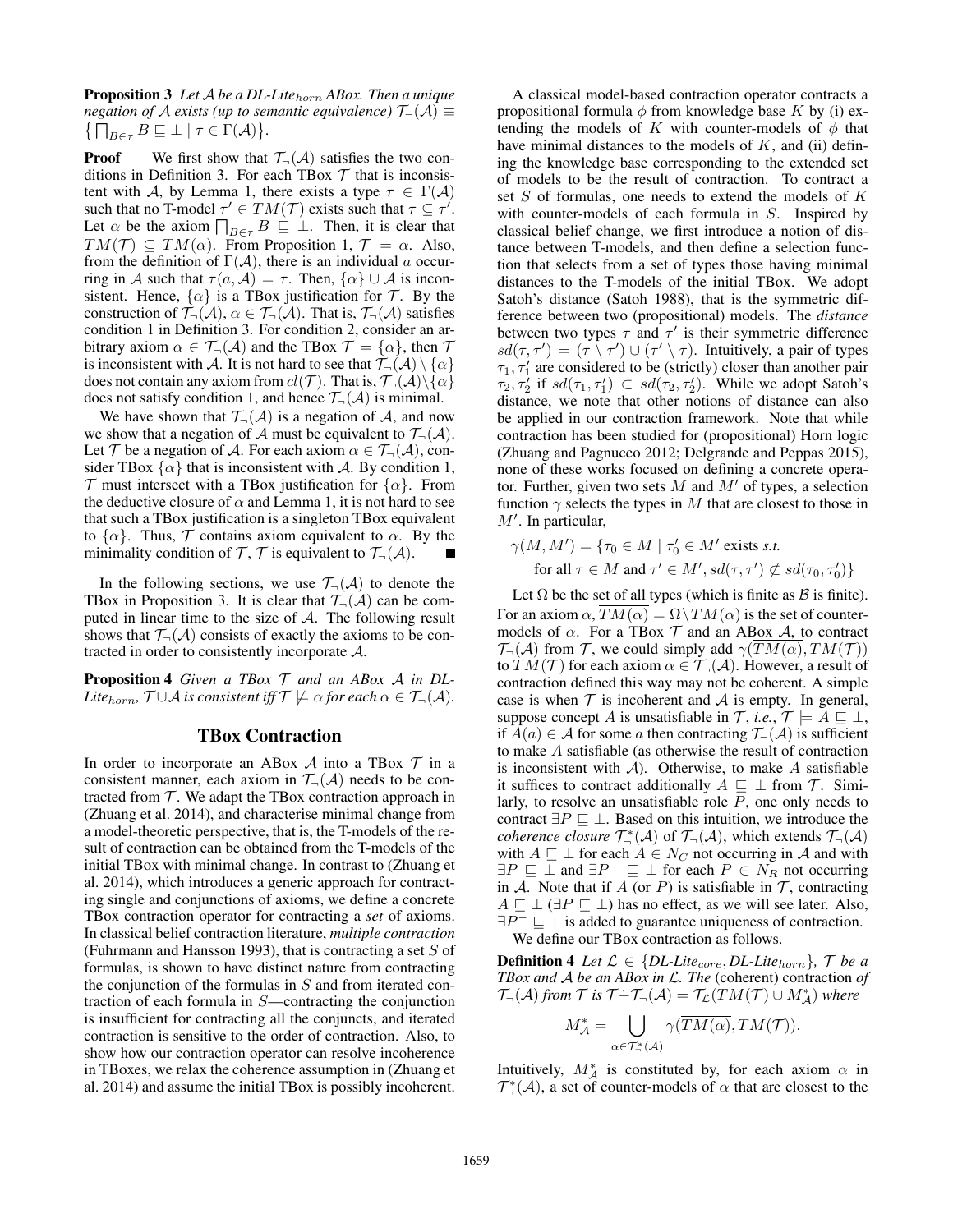**Proposition 3** *Let $\mathcal{A}$ be a DL-Lite$_{horn}$ ABox. Then a unique negation of $\mathcal{A}$ exists (up to semantic equivalence) $\mathcal{T}_\neg(\mathcal{A}) \equiv \{\bigcap_{B\in\tau} B \sqsubseteq \bot \mid \tau \in \Gamma(\mathcal{A})\}$.*

**Proof** We first show that $\mathcal{T}_\neg(\mathcal{A})$ satisfies the two conditions in Definition 3. For each TBox $\mathcal{T}$ that is inconsistent with $\mathcal{A}$, by Lemma 1, there exists a type $\tau \in \Gamma(\mathcal{A})$ such that no T-model $\tau' \in TM(\mathcal{T})$ exists such that $\tau \subseteq \tau'$. Let $\alpha$ be the axiom $\bigcap_{B\in\tau} B \sqsubseteq \bot$. Then, it is clear that $TM(\mathcal{T}) \subseteq TM(\alpha)$. From Proposition 1, $\mathcal{T} \models \alpha$. Also, from the definition of $\Gamma(\mathcal{A})$, there is an individual $a$ occurring in $\mathcal{A}$ such that $\tau(a, \mathcal{A}) = \tau$. Then, $\{\alpha\} \cup \mathcal{A}$ is inconsistent. Hence, $\{\alpha\}$ is a TBox justification for $\mathcal{T}$. By the construction of $\mathcal{T}_\neg(\mathcal{A})$, $\alpha \in \mathcal{T}_\neg(\mathcal{A})$. That is, $\mathcal{T}_\neg(\mathcal{A})$ satisfies condition 1 in Definition 3. For condition 2, consider an arbitrary axiom $\alpha \in \mathcal{T}_\neg(\mathcal{A})$ and the TBox $\mathcal{T} = \{\alpha\}$, then $\mathcal{T}$ is inconsistent with $\mathcal{A}$. It is not hard to see that $\mathcal{T}_\neg(\mathcal{A}) \setminus \{\alpha\}$ does not contain any axiom from $cl(\mathcal{T})$. That is, $\mathcal{T}_\neg(\mathcal{A}) \setminus \{\alpha\}$ does not satisfy condition 1, and hence $\mathcal{T}_\neg(\mathcal{A})$ is minimal.

We have shown that $\mathcal{T}_\neg(\mathcal{A})$ is a negation of $\mathcal{A}$, and now we show that a negation of $\mathcal{A}$ must be equivalent to $\mathcal{T}_\neg(\mathcal{A})$. Let $\mathcal{T}$ be a negation of $\mathcal{A}$. For each axiom $\alpha \in \mathcal{T}_\neg(\mathcal{A})$, consider TBox $\{\alpha\}$ that is inconsistent with $\mathcal{A}$. By condition 1, $\mathcal{T}$ must intersect with a TBox justification for $\{\alpha\}$. From the deductive closure of $\alpha$ and Lemma 1, it is not hard to see that such a TBox justification is a singleton TBox equivalent to $\{\alpha\}$. Thus, $\mathcal{T}$ contains axiom equivalent to $\alpha$. By the minimality condition of $\mathcal{T}$, $\mathcal{T}$ is equivalent to $\mathcal{T}_\neg(\mathcal{A})$. ∎

In the following sections, we use $\mathcal{T}_\neg(\mathcal{A})$ to denote the TBox in Proposition 3. It is clear that $\mathcal{T}_\neg(\mathcal{A})$ can be computed in linear time to the size of $\mathcal{A}$. The following result shows that $\mathcal{T}_\neg(\mathcal{A})$ consists of exactly the axioms to be contracted in order to consistently incorporate $\mathcal{A}$.

**Proposition 4** *Given a TBox $\mathcal{T}$ and an ABox $\mathcal{A}$ in DL-Lite$_{horn}$, $\mathcal{T} \cup \mathcal{A}$ is consistent iff $\mathcal{T} \not\models \alpha$ for each $\alpha \in \mathcal{T}_\neg(\mathcal{A})$.*

## TBox Contraction

In order to incorporate an ABox $\mathcal{A}$ into a TBox $\mathcal{T}$ in a consistent manner, each axiom in $\mathcal{T}_\neg(\mathcal{A})$ needs to be contracted from $\mathcal{T}$. We adapt the TBox contraction approach in (Zhuang et al. 2014), and characterise minimal change from a model-theoretic perspective, that is, the T-models of the result of contraction can be obtained from the T-models of the initial TBox with minimal change. In contrast to (Zhuang et al. 2014), which introduces a generic approach for contracting single and conjunctions of axioms, we define a concrete TBox contraction operator for contracting a *set* of axioms. In classical belief contraction literature, *multiple contraction* (Fuhrmann and Hansson 1993), that is contracting a set $S$ of formulas, is shown to have distinct nature from contracting the conjunction of the formulas in $S$ and from iterated contraction of each formula in $S$—contracting the conjunction is insufficient for contracting all the conjuncts, and iterated contraction is sensitive to the order of contraction. Also, to show how our contraction operator can resolve incoherence in TBoxes, we relax the coherence assumption in (Zhuang et al. 2014) and assume the initial TBox is possibly incoherent.

A classical model-based contraction operator contracts a propositional formula $\phi$ from knowledge base $K$ by (i) extending the models of $K$ with counter-models of $\phi$ that have minimal distances to the models of $K$, and (ii) defining the knowledge base corresponding to the extended set of models to be the result of contraction. To contract a set $S$ of formulas, one needs to extend the models of $K$ with counter-models of each formula in $S$. Inspired by classical belief change, we first introduce a notion of distance between T-models, and then define a selection function that selects from a set of types those having minimal distances to the T-models of the initial TBox. We adopt Satoh's distance (Satoh 1988), that is the symmetric difference between two (propositional) models. The *distance* between two types $\tau$ and $\tau'$ is their symmetric difference $sd(\tau, \tau') = (\tau \setminus \tau') \cup (\tau' \setminus \tau)$. Intuitively, a pair of types $\tau_1, \tau_1'$ are considered to be (strictly) closer than another pair $\tau_2, \tau_2'$ if $sd(\tau_1, \tau_1') \subset sd(\tau_2, \tau_2')$. While we adopt Satoh's distance, we note that other notions of distance can also be applied in our contraction framework. Note that while contraction has been studied for (propositional) Horn logic (Zhuang and Pagnucco 2012; Delgrande and Peppas 2015), none of these works focused on defining a concrete operator. Further, given two sets $M$ and $M'$ of types, a selection function $\gamma$ selects the types in $M$ that are closest to those in $M'$. In particular,

$$\gamma(M, M') = \{\tau_0 \in M \mid \tau_0' \in M' \text{ exists } \textit{s.t.} \text{ for all } \tau \in M \text{ and } \tau' \in M', sd(\tau, \tau') \not\subset sd(\tau_0, \tau_0')\}$$

Let $\Omega$ be the set of all types (which is finite as $\mathcal{B}$ is finite). For an axiom $\alpha$, $\overline{TM(\alpha)} = \Omega \setminus TM(\alpha)$ is the set of counter-models of $\alpha$. For a TBox $\mathcal{T}$ and an ABox $\mathcal{A}$, to contract $\mathcal{T}_\neg(\mathcal{A})$ from $\mathcal{T}$, we could simply add $\gamma(\overline{TM(\alpha)}, TM(\mathcal{T}))$ to $TM(\mathcal{T})$ for each axiom $\alpha \in \mathcal{T}_\neg(\mathcal{A})$. However, a result of contraction defined this way may not be coherent. A simple case is when $\mathcal{T}$ is incoherent and $\mathcal{A}$ is empty. In general, suppose concept $A$ is unsatisfiable in $\mathcal{T}$, *i.e.*, $\mathcal{T} \models A \sqsubseteq \bot$, if $A(a) \in \mathcal{A}$ for some $a$ then contracting $\mathcal{T}_\neg(\mathcal{A})$ is sufficient to make $A$ satisfiable (as otherwise the result of contraction is inconsistent with $\mathcal{A}$). Otherwise, to make $A$ satisfiable it suffices to contract additionally $A \sqsubseteq \bot$ from $\mathcal{T}$. Similarly, to resolve an unsatisfiable role $P$, one only needs to contract $\exists P \sqsubseteq \bot$. Based on this intuition, we introduce the *coherence closure* $\mathcal{T}_\neg^*(\mathcal{A})$ of $\mathcal{T}_\neg(\mathcal{A})$, which extends $\mathcal{T}_\neg(\mathcal{A})$ with $A \sqsubseteq \bot$ for each $A \in N_C$ not occurring in $\mathcal{A}$ and with $\exists P \sqsubseteq \bot$ and $\exists P^- \sqsubseteq \bot$ for each $P \in N_R$ not occurring in $\mathcal{A}$. Note that if $A$ (or $P$) is satisfiable in $\mathcal{T}$, contracting $A \sqsubseteq \bot$ ($\exists P \sqsubseteq \bot$) has no effect, as we will see later. Also, $\exists P^- \sqsubseteq \bot$ is added to guarantee uniqueness of contraction.

We define our TBox contraction as follows.

**Definition 4** *Let $\mathcal{L} \in \{$DL-Lite$_{core}$, DL-Lite$_{horn}\}$, $\mathcal{T}$ be a TBox and $\mathcal{A}$ be an ABox in $\mathcal{L}$. The* (coherent) contraction *of $\mathcal{T}_\neg(\mathcal{A})$ from $\mathcal{T}$ is $\mathcal{T} \dot{-} \mathcal{T}_\neg(\mathcal{A}) = \mathcal{T}_\mathcal{L}(TM(\mathcal{T}) \cup M_\mathcal{A}^*)$ where*

$$M_\mathcal{A}^* = \bigcup_{\alpha \in \mathcal{T}_\neg^*(\mathcal{A})} \gamma(\overline{TM(\alpha)}, TM(\mathcal{T})).$$

Intuitively, $M_\mathcal{A}^*$ is constituted by, for each axiom $\alpha$ in $\mathcal{T}_\neg^*(\mathcal{A})$, a set of counter-models of $\alpha$ that are closest to the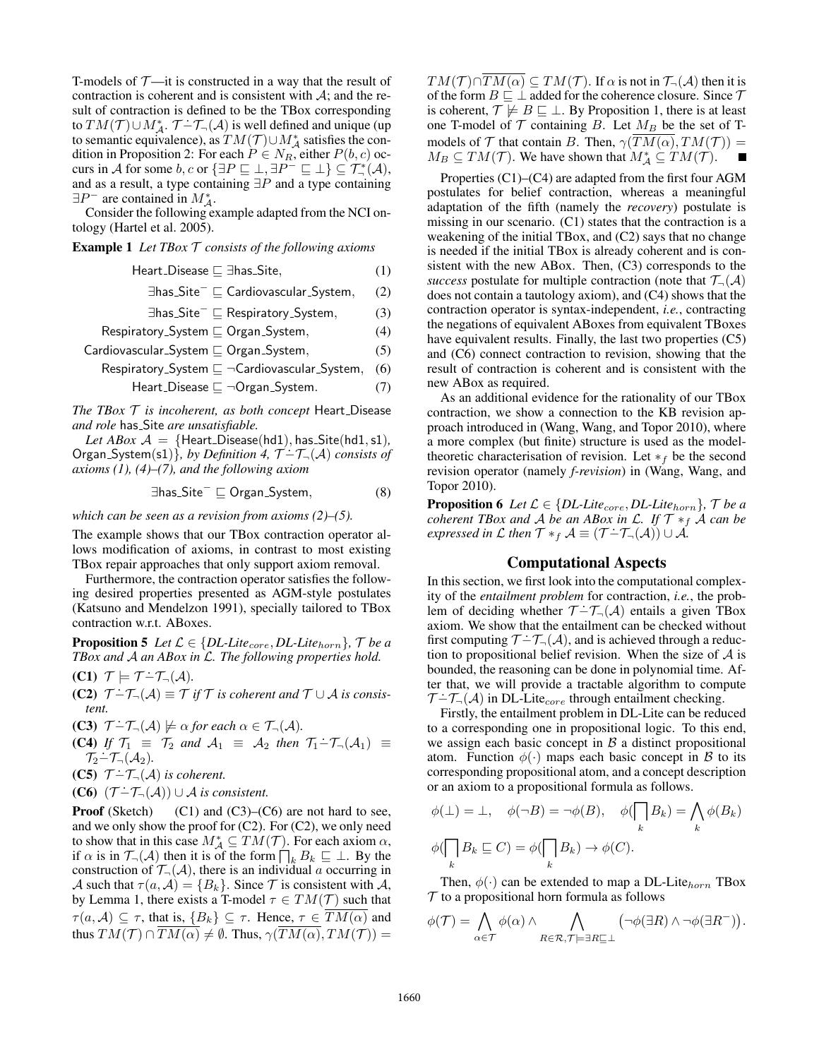T-models of $\mathcal{T}$—it is constructed in a way that the result of contraction is coherent and is consistent with $\mathcal{A}$; and the result of contraction is defined to be the TBox corresponding to $TM(\mathcal{T}) \cup M^*_{\mathcal{A}}$. $\mathcal{T} \dot{-} \mathcal{T}_\neg(\mathcal{A})$ is well defined and unique (up to semantic equivalence), as $TM(\mathcal{T}) \cup M^*_{\mathcal{A}}$ satisfies the condition in Proposition 2: For each $P \in N_R$, either $P(b, c)$ occurs in $\mathcal{A}$ for some $b, c$ or $\{\exists P \sqsubseteq \bot, \exists P^- \sqsubseteq \bot\} \subseteq \mathcal{T}^*_\neg(\mathcal{A})$, and as a result, a type containing $\exists P$ and a type containing $\exists P^-$ are contained in $M^*_{\mathcal{A}}$.

Consider the following example adapted from the NCI ontology (Hartel et al. 2005).

**Example 1** *Let TBox $\mathcal{T}$ consists of the following axioms*

$$\mathsf{Heart\_Disease} \sqsubseteq \exists \mathsf{has\_Site}, \tag{1}$$

$$\exists \mathsf{has\_Site}^- \sqsubseteq \mathsf{Cardiovascular\_System}, \tag{2}$$

$$\exists \mathsf{has\_Site}^- \sqsubseteq \mathsf{Respiratory\_System}, \tag{3}$$

$$\mathsf{Respiratory\_System} \sqsubseteq \mathsf{Organ\_System}, \tag{4}$$

$$\mathsf{Cardiovascular\_System} \sqsubseteq \mathsf{Organ\_System}, \tag{5}$$

$$\mathsf{Respiratory\_System} \sqsubseteq \neg \mathsf{Cardiovascular\_System}, \tag{6}$$

$$\mathsf{Heart\_Disease} \sqsubseteq \neg \mathsf{Organ\_System}. \tag{7}$$

*The TBox $\mathcal{T}$ is incoherent, as both concept* Heart_Disease *and role* has_Site *are unsatisfiable.*

*Let ABox $\mathcal{A} = \{\mathsf{Heart\_Disease(hd1)}, \mathsf{has\_Site(hd1, s1)}, \mathsf{Organ\_System(s1)}\}$, by Definition 4, $\mathcal{T} \dot{-} \mathcal{T}_\neg(\mathcal{A})$ consists of axioms (1), (4)–(7), and the following axiom*

$$\exists \mathsf{has\_Site}^- \sqsubseteq \mathsf{Organ\_System}, \tag{8}$$

*which can be seen as a revision from axioms (2)–(5).*

The example shows that our TBox contraction operator allows modification of axioms, in contrast to most existing TBox repair approaches that only support axiom removal.

Furthermore, the contraction operator satisfies the following desired properties presented as AGM-style postulates (Katsuno and Mendelzon 1991), specially tailored to TBox contraction w.r.t. ABoxes.

**Proposition 5** *Let $\mathcal{L} \in \{DL\text{-}Lite_{core}, DL\text{-}Lite_{horn}\}$, $\mathcal{T}$ be a TBox and $\mathcal{A}$ an ABox in $\mathcal{L}$. The following properties hold.*

**(C1)** $\mathcal{T} \models \mathcal{T} \dot{-} \mathcal{T}_\neg(\mathcal{A})$.

**(C2)** $\mathcal{T} \dot{-} \mathcal{T}_\neg(\mathcal{A}) \equiv \mathcal{T}$ *if $\mathcal{T}$ is coherent and $\mathcal{T} \cup \mathcal{A}$ is consistent.*

**(C3)** $\mathcal{T} \dot{-} \mathcal{T}_\neg(\mathcal{A}) \not\models \alpha$ *for each $\alpha \in \mathcal{T}_\neg(\mathcal{A})$.*

**(C4)** *If $\mathcal{T}_1 \equiv \mathcal{T}_2$ and $\mathcal{A}_1 \equiv \mathcal{A}_2$ then $\mathcal{T}_1 \dot{-} \mathcal{T}_\neg(\mathcal{A}_1) \equiv \mathcal{T}_2 \dot{-} \mathcal{T}_\neg(\mathcal{A}_2)$.*

**(C5)** $\mathcal{T} \dot{-} \mathcal{T}_\neg(\mathcal{A})$ *is coherent.*

**(C6)** $(\mathcal{T} \dot{-} \mathcal{T}_\neg(\mathcal{A})) \cup \mathcal{A}$ *is consistent.*

**Proof** (Sketch) (C1) and (C3)–(C6) are not hard to see, and we only show the proof for (C2). For (C2), we only need to show that in this case $M^*_{\mathcal{A}} \subseteq TM(\mathcal{T})$. For each axiom $\alpha$, if $\alpha$ is in $\mathcal{T}_\neg(\mathcal{A})$ then it is of the form $\bigsqcap_k B_k \sqsubseteq \bot$. By the construction of $\mathcal{T}_\neg(\mathcal{A})$, there is an individual $a$ occurring in $\mathcal{A}$ such that $\tau(a, \mathcal{A}) = \{B_k\}$. Since $\mathcal{T}$ is consistent with $\mathcal{A}$, by Lemma 1, there exists a T-model $\tau \in TM(\mathcal{T})$ such that $\tau(a, \mathcal{A}) \subseteq \tau$, that is, $\{B_k\} \subseteq \tau$. Hence, $\tau \in \overline{TM(\alpha)}$ and thus $TM(\mathcal{T}) \cap \overline{TM(\alpha)} \neq \emptyset$. Thus, $\gamma(\overline{TM(\alpha)}, TM(\mathcal{T})) = TM(\mathcal{T}) \cap \overline{TM(\alpha)} \subseteq TM(\mathcal{T})$. If $\alpha$ is not in $\mathcal{T}_\neg(\mathcal{A})$ then it is of the form $B \sqsubseteq \bot$ added for the coherence closure. Since $\mathcal{T}$ is coherent, $\mathcal{T} \not\models B \sqsubseteq \bot$. By Proposition 1, there is at least one T-model of $\mathcal{T}$ containing $B$. Let $M_B$ be the set of T-models of $\mathcal{T}$ that contain $B$. Then, $\gamma(\overline{TM(\alpha)}, TM(\mathcal{T})) = M_B \subseteq TM(\mathcal{T})$. We have shown that $M^*_{\mathcal{A}} \subseteq TM(\mathcal{T})$. ∎

Properties (C1)–(C4) are adapted from the first four AGM postulates for belief contraction, whereas a meaningful adaptation of the fifth (namely the *recovery*) postulate is missing in our scenario. (C1) states that the contraction is a weakening of the initial TBox, and (C2) says that no change is needed if the initial TBox is already coherent and is consistent with the new ABox. Then, (C3) corresponds to the *success* postulate for multiple contraction (note that $\mathcal{T}_\neg(\mathcal{A})$ does not contain a tautology axiom), and (C4) shows that the contraction operator is syntax-independent, *i.e.*, contracting the negations of equivalent ABoxes from equivalent TBoxes have equivalent results. Finally, the last two properties (C5) and (C6) connect contraction to revision, showing that the result of contraction is coherent and is consistent with the new ABox as required.

As an additional evidence for the rationality of our TBox contraction, we show a connection to the KB revision approach introduced in (Wang, Wang, and Topor 2010), where a more complex (but finite) structure is used as the model-theoretic characterisation of revision. Let $*_f$ be the second revision operator (namely *f-revision*) in (Wang, Wang, and Topor 2010).

**Proposition 6** *Let $\mathcal{L} \in \{DL\text{-}Lite_{core}, DL\text{-}Lite_{horn}\}$, $\mathcal{T}$ be a coherent TBox and $\mathcal{A}$ be an ABox in $\mathcal{L}$. If $\mathcal{T} *_f \mathcal{A}$ can be expressed in $\mathcal{L}$ then $\mathcal{T} *_f \mathcal{A} \equiv (\mathcal{T} \dot{-} \mathcal{T}_\neg(\mathcal{A})) \cup \mathcal{A}$.*

## Computational Aspects

In this section, we first look into the computational complexity of the *entailment problem* for contraction, *i.e.*, the problem of deciding whether $\mathcal{T} \dot{-} \mathcal{T}_\neg(\mathcal{A})$ entails a given TBox axiom. We show that the entailment can be checked without first computing $\mathcal{T} \dot{-} \mathcal{T}_\neg(\mathcal{A})$, and is achieved through a reduction to propositional belief revision. When the size of $\mathcal{A}$ is bounded, the reasoning can be done in polynomial time. After that, we will provide a tractable algorithm to compute $\mathcal{T} \dot{-} \mathcal{T}_\neg(\mathcal{A})$ in DL-Lite$_{core}$ through entailment checking.

Firstly, the entailment problem in DL-Lite can be reduced to a corresponding one in propositional logic. To this end, we assign each basic concept in $\mathcal{B}$ a distinct propositional atom. Function $\phi(\cdot)$ maps each basic concept in $\mathcal{B}$ to its corresponding propositional atom, and a concept description or an axiom to a propositional formula as follows.

$$\phi(\bot) = \bot, \quad \phi(\neg B) = \neg \phi(B), \quad \phi(\bigsqcap_k B_k) = \bigwedge_k \phi(B_k)$$

$$\phi(\bigsqcap_k B_k \sqsubseteq C) = \phi(\bigsqcap_k B_k) \to \phi(C).$$

Then, $\phi(\cdot)$ can be extended to map a DL-Lite$_{horn}$ TBox $\mathcal{T}$ to a propositional horn formula as follows

$$\phi(\mathcal{T}) = \bigwedge_{\alpha \in \mathcal{T}} \phi(\alpha) \wedge \bigwedge_{R \in \mathcal{R}, \mathcal{T} \models \exists R \sqsubseteq \bot} \big(\neg \phi(\exists R) \wedge \neg \phi(\exists R^-)\big).$$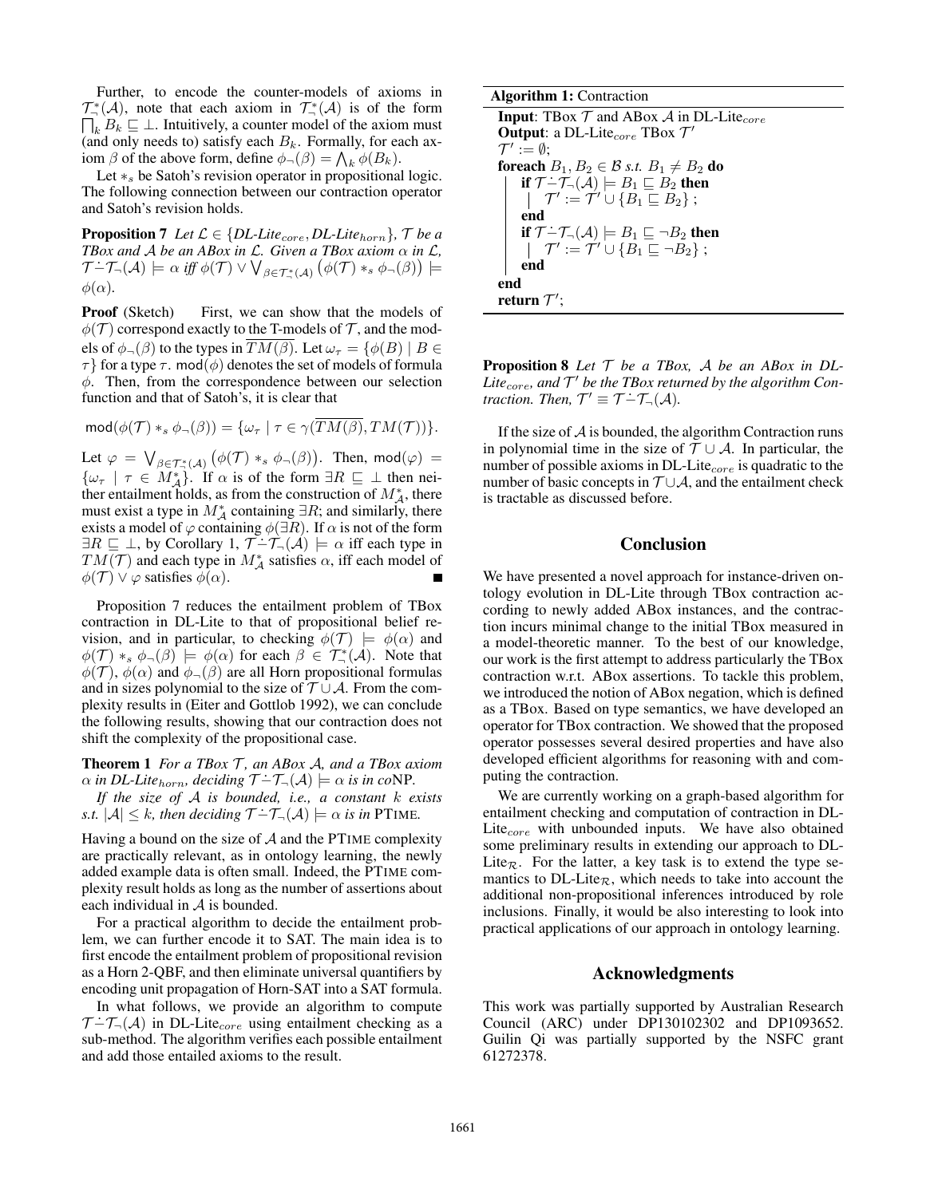Further, to encode the counter-models of axioms in $\mathcal{T}^*_\neg(\mathcal{A})$, note that each axiom in $\mathcal{T}^*_\neg(\mathcal{A})$ is of the form $\bigsqcap_k B_k \sqsubseteq \bot$. Intuitively, a counter model of the axiom must (and only needs to) satisfy each $B_k$. Formally, for each axiom $\beta$ of the above form, define $\phi_\neg(\beta) = \bigwedge_k \phi(B_k)$.

Let $*_s$ be Satoh's revision operator in propositional logic. The following connection between our contraction operator and Satoh's revision holds.

**Proposition 7** *Let $\mathcal{L} \in \{$DL-Lite$_{core}$, DL-Lite$_{horn}\}$, $\mathcal{T}$ be a TBox and $\mathcal{A}$ be an ABox in $\mathcal{L}$. Given a TBox axiom $\alpha$ in $\mathcal{L}$, $\mathcal{T} \dot{-} \mathcal{T}_\neg(\mathcal{A}) \models \alpha$ iff $\phi(\mathcal{T}) \vee \bigvee_{\beta \in \mathcal{T}^*_\neg(\mathcal{A})} \big(\phi(\mathcal{T}) *_s \phi_\neg(\beta)\big) \models \phi(\alpha)$.*

**Proof** (Sketch) First, we can show that the models of $\phi(\mathcal{T})$ correspond exactly to the T-models of $\mathcal{T}$, and the models of $\phi_\neg(\beta)$ to the types in $\overline{TM(\beta)}$. Let $\omega_\tau = \{\phi(B) \mid B \in \tau\}$ for a type $\tau$. $\mathsf{mod}(\phi)$ denotes the set of models of formula $\phi$. Then, from the correspondence between our selection function and that of Satoh's, it is clear that

$$\mathsf{mod}(\phi(\mathcal{T}) *_s \phi_\neg(\beta)) = \{\omega_\tau \mid \tau \in \gamma(\overline{TM(\beta)}, TM(\mathcal{T}))\}.$$

Let $\varphi = \bigvee_{\beta \in \mathcal{T}^*_\neg(\mathcal{A})} \big(\phi(\mathcal{T}) *_s \phi_\neg(\beta)\big)$. Then, $\mathsf{mod}(\varphi) = \{\omega_\tau \mid \tau \in M^*_\mathcal{A}\}$. If $\alpha$ is of the form $\exists R \sqsubseteq \bot$ then neither entailment holds, as from the construction of $M^*_\mathcal{A}$, there must exist a type in $M^*_\mathcal{A}$ containing $\exists R$; and similarly, there exists a model of $\varphi$ containing $\phi(\exists R)$. If $\alpha$ is not of the form $\exists R \sqsubseteq \bot$, by Corollary 1, $\mathcal{T} \dot{-} \mathcal{T}_\neg(\mathcal{A}) \models \alpha$ iff each type in $TM(\mathcal{T})$ and each type in $M^*_\mathcal{A}$ satisfies $\alpha$, iff each model of $\phi(\mathcal{T}) \vee \varphi$ satisfies $\phi(\alpha)$. ∎

Proposition 7 reduces the entailment problem of TBox contraction in DL-Lite to that of propositional belief revision, and in particular, to checking $\phi(\mathcal{T}) \models \phi(\alpha)$ and $\phi(\mathcal{T}) *_s \phi_\neg(\beta) \models \phi(\alpha)$ for each $\beta \in \mathcal{T}^*_\neg(\mathcal{A})$. Note that $\phi(\mathcal{T})$, $\phi(\alpha)$ and $\phi_\neg(\beta)$ are all Horn propositional formulas and in sizes polynomial to the size of $\mathcal{T} \cup \mathcal{A}$. From the complexity results in (Eiter and Gottlob 1992), we can conclude the following results, showing that our contraction does not shift the complexity of the propositional case.

**Theorem 1** *For a TBox $\mathcal{T}$, an ABox $\mathcal{A}$, and a TBox axiom $\alpha$ in DL-Lite$_{horn}$, deciding $\mathcal{T} \dot{-} \mathcal{T}_\neg(\mathcal{A}) \models \alpha$ is in co*NP.

*If the size of $\mathcal{A}$ is bounded, i.e., a constant $k$ exists s.t. $|\mathcal{A}| \leq k$, then deciding $\mathcal{T} \dot{-} \mathcal{T}_\neg(\mathcal{A}) \models \alpha$ is in* PTIME.

Having a bound on the size of $\mathcal{A}$ and the PTIME complexity are practically relevant, as in ontology learning, the newly added example data is often small. Indeed, the PTIME complexity result holds as long as the number of assertions about each individual in $\mathcal{A}$ is bounded.

For a practical algorithm to decide the entailment problem, we can further encode it to SAT. The main idea is to first encode the entailment problem of propositional revision as a Horn 2-QBF, and then eliminate universal quantifiers by encoding unit propagation of Horn-SAT into a SAT formula.

In what follows, we provide an algorithm to compute $\mathcal{T} \dot{-} \mathcal{T}_\neg(\mathcal{A})$ in DL-Lite$_{core}$ using entailment checking as a sub-method. The algorithm verifies each possible entailment and add those entailed axioms to the result.

**Algorithm 1:** Contraction

```
Input: TBox T and ABox A in DL-Lite_core
Output: a DL-Lite_core TBox T'
T' := ∅;
foreach B1, B2 ∈ B s.t. B1 ≠ B2 do
    if T ∸ T¬(A) ⊨ B1 ⊑ B2 then
        T' := T' ∪ {B1 ⊑ B2} ;
    end
    if T ∸ T¬(A) ⊨ B1 ⊑ ¬B2 then
        T' := T' ∪ {B1 ⊑ ¬B2} ;
    end
end
return T';
```

**Proposition 8** *Let $\mathcal{T}$ be a TBox, $\mathcal{A}$ be an ABox in DL-Lite$_{core}$, and $\mathcal{T}'$ be the TBox returned by the algorithm Contraction. Then, $\mathcal{T}' \equiv \mathcal{T} \dot{-} \mathcal{T}_\neg(\mathcal{A})$.*

If the size of $\mathcal{A}$ is bounded, the algorithm Contraction runs in polynomial time in the size of $\mathcal{T} \cup \mathcal{A}$. In particular, the number of possible axioms in DL-Lite$_{core}$ is quadratic to the number of basic concepts in $\mathcal{T} \cup \mathcal{A}$, and the entailment check is tractable as discussed before.

## Conclusion

We have presented a novel approach for instance-driven ontology evolution in DL-Lite through TBox contraction according to newly added ABox instances, and the contraction incurs minimal change to the initial TBox measured in a model-theoretic manner. To the best of our knowledge, our work is the first attempt to address particularly the TBox contraction w.r.t. ABox assertions. To tackle this problem, we introduced the notion of ABox negation, which is defined as a TBox. Based on type semantics, we have developed an operator for TBox contraction. We showed that the proposed operator possesses several desired properties and have also developed efficient algorithms for reasoning with and computing the contraction.

We are currently working on a graph-based algorithm for entailment checking and computation of contraction in DL-Lite$_{core}$ with unbounded inputs. We have also obtained some preliminary results in extending our approach to DL-Lite$_\mathcal{R}$. For the latter, a key task is to extend the type semantics to DL-Lite$_\mathcal{R}$, which needs to take into account the additional non-propositional inferences introduced by role inclusions. Finally, it would be also interesting to look into practical applications of our approach in ontology learning.

## Acknowledgments

This work was partially supported by Australian Research Council (ARC) under DP130102302 and DP1093652. Guilin Qi was partially supported by the NSFC grant 61272378.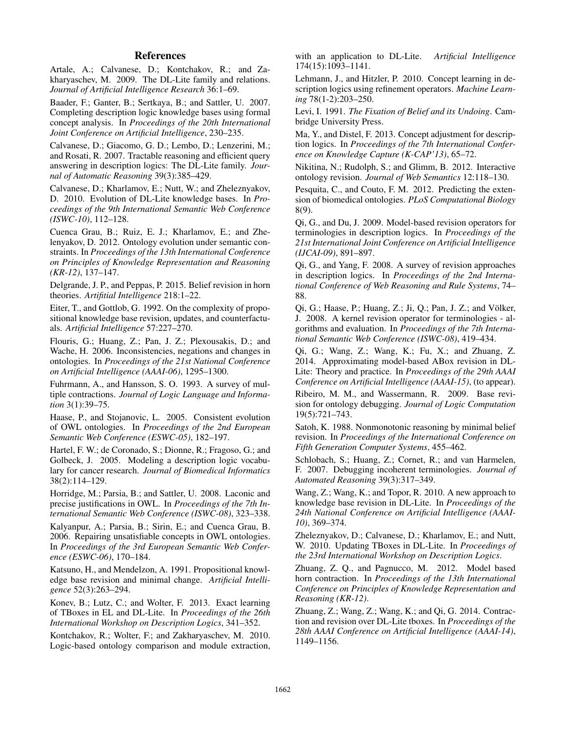## References

Artale, A.; Calvanese, D.; Kontchakov, R.; and Zakharyaschev, M. 2009. The DL-Lite family and relations. *Journal of Artificial Intelligence Research* 36:1–69.

Baader, F.; Ganter, B.; Sertkaya, B.; and Sattler, U. 2007. Completing description logic knowledge bases using formal concept analysis. In *Proceedings of the 20th International Joint Conference on Artificial Intelligence*, 230–235.

Calvanese, D.; Giacomo, G. D.; Lembo, D.; Lenzerini, M.; and Rosati, R. 2007. Tractable reasoning and efficient query answering in description logics: The DL-Lite family. *Journal of Automatic Reasoning* 39(3):385–429.

Calvanese, D.; Kharlamov, E.; Nutt, W.; and Zheleznyakov, D. 2010. Evolution of DL-Lite knowledge bases. In *Proceedings of the 9th International Semantic Web Conference (ISWC-10)*, 112–128.

Cuenca Grau, B.; Ruiz, E. J.; Kharlamov, E.; and Zhelenyakov, D. 2012. Ontology evolution under semantic constraints. In *Proceedings of the 13th International Conference on Principles of Knowledge Representation and Reasoning (KR-12)*, 137–147.

Delgrande, J. P., and Peppas, P. 2015. Belief revision in horn theories. *Artifitial Intelligence* 218:1–22.

Eiter, T., and Gottlob, G. 1992. On the complexity of propositional knowledge base revision, updates, and counterfactuals. *Artificial Intelligence* 57:227–270.

Flouris, G.; Huang, Z.; Pan, J. Z.; Plexousakis, D.; and Wache, H. 2006. Inconsistencies, negations and changes in ontologies. In *Proceedings of the 21st National Conference on Artificial Intelligence (AAAI-06)*, 1295–1300.

Fuhrmann, A., and Hansson, S. O. 1993. A survey of multiple contractions. *Journal of Logic Language and Information* 3(1):39–75.

Haase, P., and Stojanovic, L. 2005. Consistent evolution of OWL ontologies. In *Proceedings of the 2nd European Semantic Web Conference (ESWC-05)*, 182–197.

Hartel, F. W.; de Coronado, S.; Dionne, R.; Fragoso, G.; and Golbeck, J. 2005. Modeling a description logic vocabulary for cancer research. *Journal of Biomedical Informatics* 38(2):114–129.

Horridge, M.; Parsia, B.; and Sattler, U. 2008. Laconic and precise justifications in OWL. In *Proceedings of the 7th International Semantic Web Conference (ISWC-08)*, 323–338.

Kalyanpur, A.; Parsia, B.; Sirin, E.; and Cuenca Grau, B. 2006. Repairing unsatisfiable concepts in OWL ontologies. In *Proceedings of the 3rd European Semantic Web Conference (ESWC-06)*, 170–184.

Katsuno, H., and Mendelzon, A. 1991. Propositional knowledge base revision and minimal change. *Artificial Intelligence* 52(3):263–294.

Konev, B.; Lutz, C.; and Wolter, F. 2013. Exact learning of TBoxes in EL and DL-Lite. In *Proceedings of the 26th International Workshop on Description Logics*, 341–352.

Kontchakov, R.; Wolter, F.; and Zakharyaschev, M. 2010. Logic-based ontology comparison and module extraction, with an application to DL-Lite. *Artificial Intelligence* 174(15):1093–1141.

Lehmann, J., and Hitzler, P. 2010. Concept learning in description logics using refinement operators. *Machine Learning* 78(1-2):203–250.

Levi, I. 1991. *The Fixation of Belief and its Undoing*. Cambridge University Press.

Ma, Y., and Distel, F. 2013. Concept adjustment for description logics. In *Proceedings of the 7th International Conference on Knowledge Capture (K-CAP'13)*, 65–72.

Nikitina, N.; Rudolph, S.; and Glimm, B. 2012. Interactive ontology revision. *Journal of Web Semantics* 12:118–130.

Pesquita, C., and Couto, F. M. 2012. Predicting the extension of biomedical ontologies. *PLoS Computational Biology* 8(9).

Qi, G., and Du, J. 2009. Model-based revision operators for terminologies in description logics. In *Proceedings of the 21st International Joint Conference on Artificial Intelligence (IJCAI-09)*, 891–897.

Qi, G., and Yang, F. 2008. A survey of revision approaches in description logics. In *Proceedings of the 2nd International Conference of Web Reasoning and Rule Systems*, 74–88.

Qi, G.; Haase, P.; Huang, Z.; Ji, Q.; Pan, J. Z.; and Völker, J. 2008. A kernel revision operator for terminologies - algorithms and evaluation. In *Proceedings of the 7th International Semantic Web Conference (ISWC-08)*, 419–434.

Qi, G.; Wang, Z.; Wang, K.; Fu, X.; and Zhuang, Z. 2014. Approximating model-based ABox revision in DL-Lite: Theory and practice. In *Proceedings of the 29th AAAI Conference on Artificial Intelligence (AAAI-15)*, (to appear).

Ribeiro, M. M., and Wassermann, R. 2009. Base revision for ontology debugging. *Journal of Logic Computation* 19(5):721–743.

Satoh, K. 1988. Nonmonotonic reasoning by minimal belief revision. In *Proceedings of the International Conference on Fifth Generation Computer Systems*, 455–462.

Schlobach, S.; Huang, Z.; Cornet, R.; and van Harmelen, F. 2007. Debugging incoherent terminologies. *Journal of Automated Reasoning* 39(3):317–349.

Wang, Z.; Wang, K.; and Topor, R. 2010. A new approach to knowledge base revision in DL-Lite. In *Proceedings of the 24th National Conference on Artificial Intelligence (AAAI-10)*, 369–374.

Zheleznyakov, D.; Calvanese, D.; Kharlamov, E.; and Nutt, W. 2010. Updating TBoxes in DL-Lite. In *Proceedings of the 23rd International Workshop on Description Logics*.

Zhuang, Z. Q., and Pagnucco, M. 2012. Model based horn contraction. In *Proceedings of the 13th International Conference on Principles of Knowledge Representation and Reasoning (KR-12)*.

Zhuang, Z.; Wang, Z.; Wang, K.; and Qi, G. 2014. Contraction and revision over DL-Lite tboxes. In *Proceedings of the 28th AAAI Conference on Artificial Intelligence (AAAI-14)*, 1149–1156.